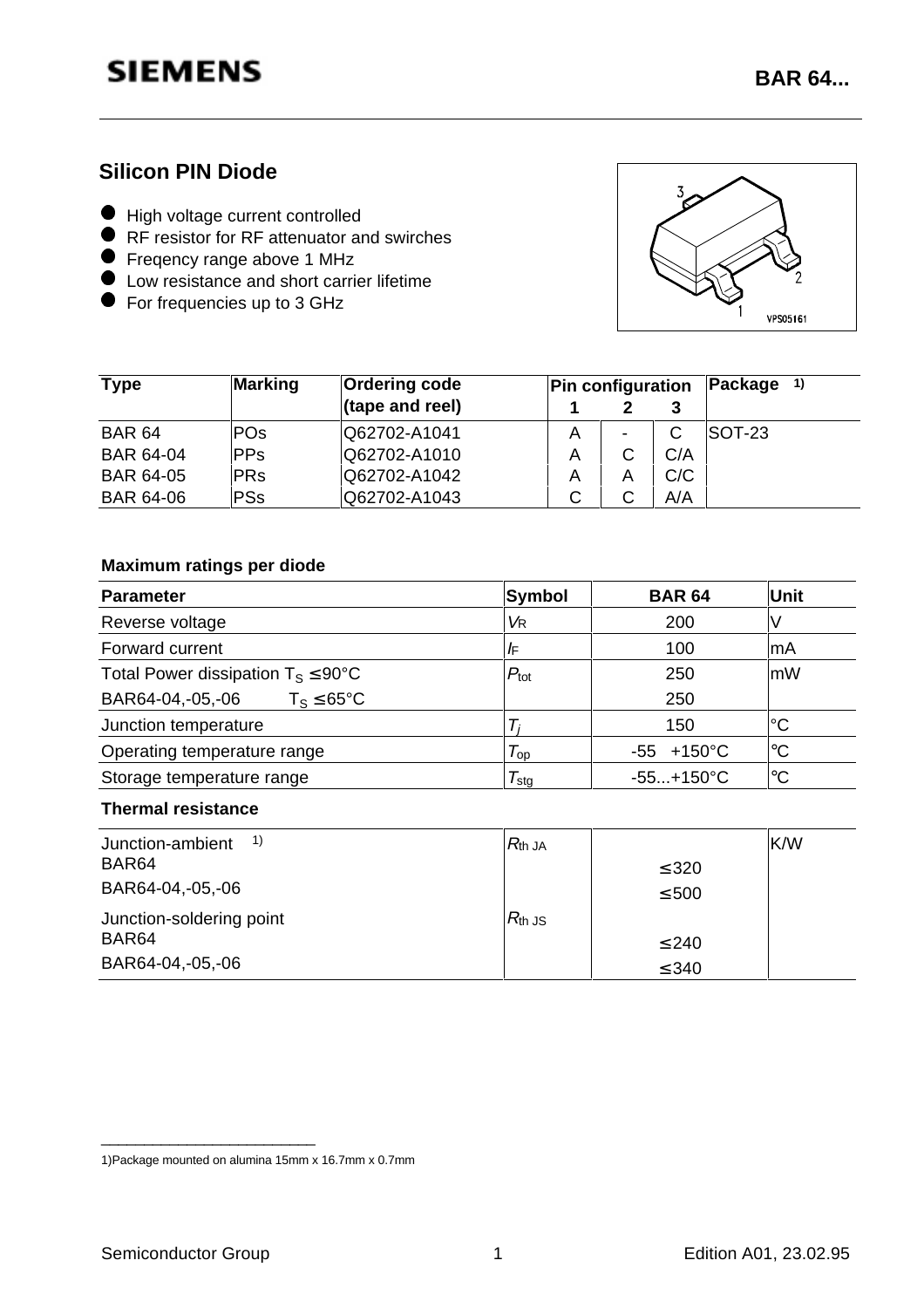SIEMENS

# BAR 64...

## Silicon PIN Diode

- High voltage current controlled
- RF resistor for RF attenuator and swirches
- Freqency range above 1 MHz
- Low resistance and short carrier lifetime
- For frequencies up to 3 GHz

| Type | Marking | Ordering code (tape and reel) | Pin configuration 1 | 2 | 3 | Package [1] |
|---|---|---|---|---|---|---|
| BAR 64 | POs | Q62702-A1041 | A | - | C | SOT-23 |
| BAR 64-04 | PPs | Q62702-A1010 | A | C | C/A | |
| BAR 64-05 | PRs | Q62702-A1042 | A | A | C/C | |
| BAR 64-06 | PSs | Q62702-A1043 | C | C | A/A | |

**Maximum ratings per diode**

| Parameter | Symbol | BAR 64 | Unit |
|---|---|---|---|
| Reverse voltage | $V_R$ | 200 | V |
| Forward current | $I_F$ | 100 | mA |
| Total Power dissipation $T_S \leq 90°C$ | $P_{tot}$ | 250 | mW |
| BAR64-04,-05,-06 $T_S \leq 65°C$ | | 250 | |
| Junction temperature | $T_j$ | 150 | °C |
| Operating temperature range | $T_{op}$ | -55 +150°C | °C |
| Storage temperature range | $T_{stg}$ | -55...+150°C | °C |

**Thermal resistance**

| Parameter | Symbol | BAR 64 | Unit |
|---|---|---|---|
| Junction-ambient [1] | $R_{th\,JA}$ | | K/W |
| BAR64 | | ≤320 | |
| BAR64-04,-05,-06 | | ≤500 | |
| Junction-soldering point | $R_{th\,JS}$ | | |
| BAR64 | | ≤240 | |
| BAR64-04,-05,-06 | | ≤340 | |

1)Package mounted on alumina 15mm x 16.7mm x 0.7mm

Semiconductor Group — Edition A01, 23.02.95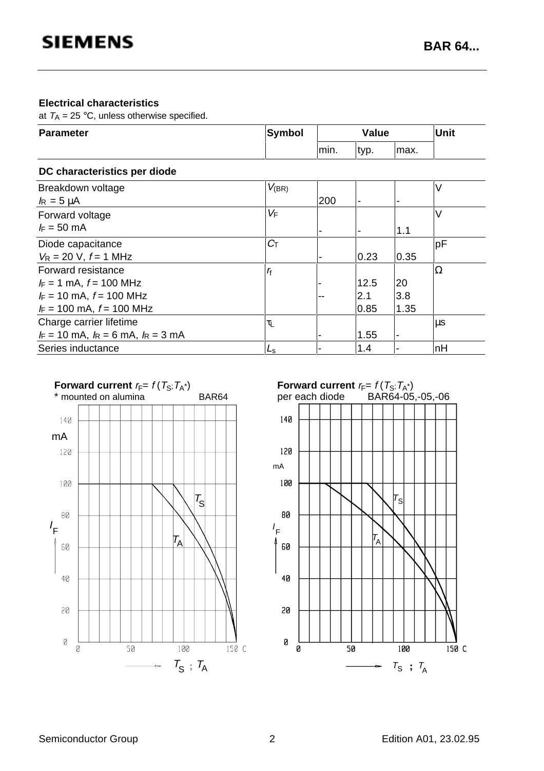## Electrical characteristics

at $T_A$ = 25 °C, unless otherwise specified.

| Parameter | Symbol | Value | | | Unit |
|---|---|---|---|---|---|
| | | min. | typ. | max. | |
| **DC characteristics per diode** | | | | | |
| Breakdown voltage<br>$I_R$ = 5 µA | $V_{(BR)}$ | 200 | - | - | V |
| Forward voltage<br>$I_F$ = 50 mA | $V_F$ | - | - | 1.1 | V |
| Diode capacitance<br>$V_R$ = 20 V, $f$ = 1 MHz | $C_T$ | - | 0.23 | 0.35 | pF |
| Forward resistance<br>$I_F$ = 1 mA, $f$ = 100 MHz<br>$I_F$ = 10 mA, $f$ = 100 MHz<br>$I_F$ = 100 mA, $f$ = 100 MHz | $r_f$ | <br>-<br>--<br> | <br>12.5<br>2.1<br>0.85 | <br>20<br>3.8<br>1.35 | Ω |
| Charge carrier lifetime<br>$I_F$ = 10 mA, $I_R$ = 6 mA, $I_R$ = 3 mA | $\tau_L$ | - | 1.55 | - | µs |
| Series inductance | $L_s$ | - | 1.4 | - | nH |

**Forward current** $r_F = f(T_S; T_A{}^*)$
* mounted on alumina BAR64

**Forward current** $r_F = f(T_S; T_A{}^*)$
per each diode BAR64-05,-05,-06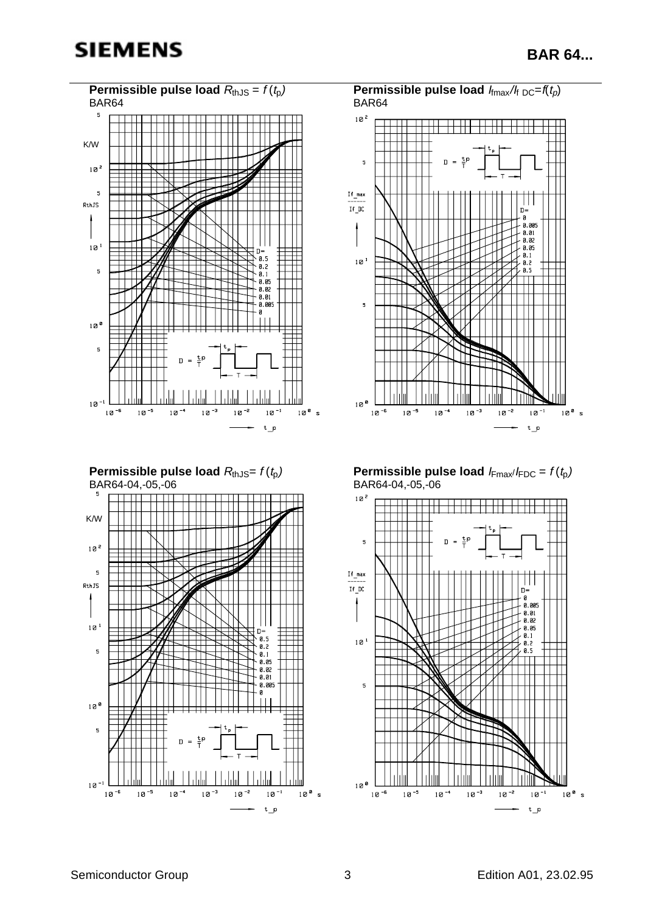**Permissible pulse load** $R_{thJS} = f(t_p)$
BAR64

**Permissible pulse load** $I_{fmax}/I_{f\,DC} = f(t_p)$
BAR64

**Permissible pulse load** $R_{thJS} = f(t_p)$
BAR64-04,-05,-06

**Permissible pulse load** $I_{Fmax}/I_{FDC} = f(t_p)$
BAR64-04,-05,-06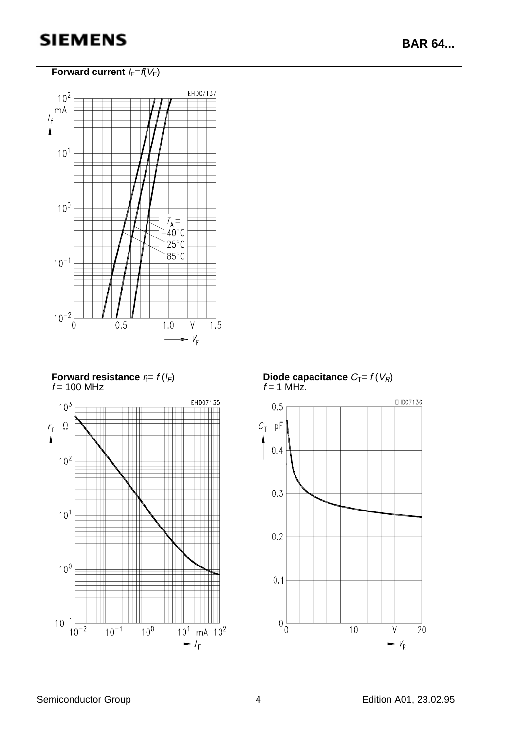**Forward current** $I_F = f(V_F)$

EHD07137

$10^2$ mA

$I_f$

$10^1$

$10^0$

$10^{-1}$

$10^{-2}$

0 0.5 1.0 V 1.5

$V_F$

$T_A$ =
−40°C
25°C
85°C

**Forward resistance** $r_f = f(I_F)$
$f$ = 100 MHz

EHD07135

$10^3$

$r_f$ Ω

$10^2$

$10^1$

$10^0$

$10^{-1}$

$10^{-2}$ $10^{-1}$ $10^0$ $10^1$ mA $10^2$

$I_F$

**Diode capacitance** $C_T = f(V_R)$
$f$ = 1 MHz.

EHD07136

0.5

$C_T$ pF

0.4

0.3

0.2

0.1

0

0 10 V 20

$V_R$